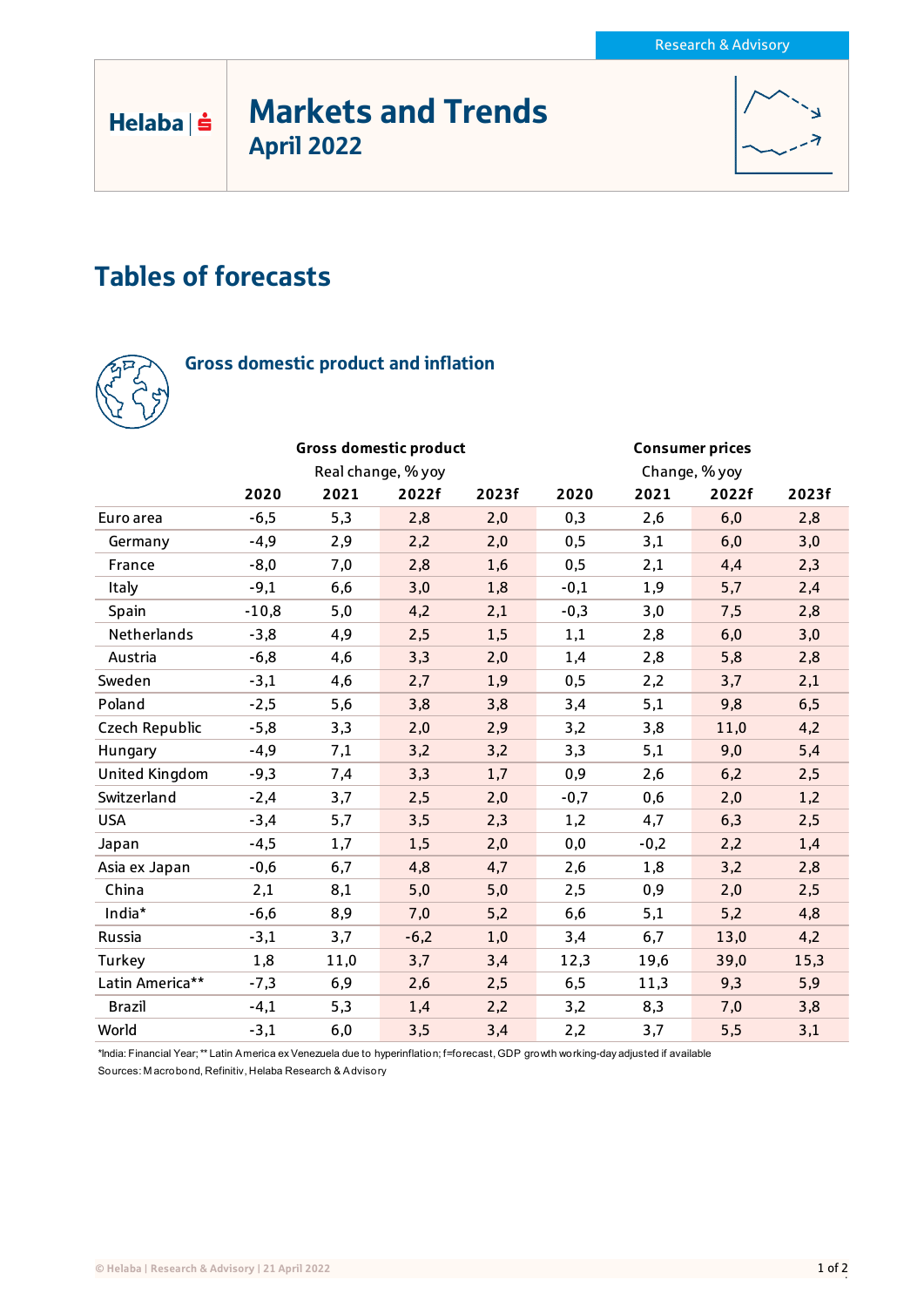Research & Advisory

Helaba

# Markets and Trends

## April 2022

# Tables of forecasts

### Gross domestic product and inflation

| | Gross domestic product<br>Real change, % yoy | | | | Consumer prices<br>Change, % yoy | | | |
|---|---|---|---|---|---|---|---|---|
| | 2020 | 2021 | 2022f | 2023f | 2020 | 2021 | 2022f | 2023f |
| Euro area | -6,5 | 5,3 | 2,8 | 2,0 | 0,3 | 2,6 | 6,0 | 2,8 |
| Germany | -4,9 | 2,9 | 2,2 | 2,0 | 0,5 | 3,1 | 6,0 | 3,0 |
| France | -8,0 | 7,0 | 2,8 | 1,6 | 0,5 | 2,1 | 4,4 | 2,3 |
| Italy | -9,1 | 6,6 | 3,0 | 1,8 | -0,1 | 1,9 | 5,7 | 2,4 |
| Spain | -10,8 | 5,0 | 4,2 | 2,1 | -0,3 | 3,0 | 7,5 | 2,8 |
| Netherlands | -3,8 | 4,9 | 2,5 | 1,5 | 1,1 | 2,8 | 6,0 | 3,0 |
| Austria | -6,8 | 4,6 | 3,3 | 2,0 | 1,4 | 2,8 | 5,8 | 2,8 |
| Sweden | -3,1 | 4,6 | 2,7 | 1,9 | 0,5 | 2,2 | 3,7 | 2,1 |
| Poland | -2,5 | 5,6 | 3,8 | 3,8 | 3,4 | 5,1 | 9,8 | 6,5 |
| Czech Republic | -5,8 | 3,3 | 2,0 | 2,9 | 3,2 | 3,8 | 11,0 | 4,2 |
| Hungary | -4,9 | 7,1 | 3,2 | 3,2 | 3,3 | 5,1 | 9,0 | 5,4 |
| United Kingdom | -9,3 | 7,4 | 3,3 | 1,7 | 0,9 | 2,6 | 6,2 | 2,5 |
| Switzerland | -2,4 | 3,7 | 2,5 | 2,0 | -0,7 | 0,6 | 2,0 | 1,2 |
| USA | -3,4 | 5,7 | 3,5 | 2,3 | 1,2 | 4,7 | 6,3 | 2,5 |
| Japan | -4,5 | 1,7 | 1,5 | 2,0 | 0,0 | -0,2 | 2,2 | 1,4 |
| Asia ex Japan | -0,6 | 6,7 | 4,8 | 4,7 | 2,6 | 1,8 | 3,2 | 2,8 |
| China | 2,1 | 8,1 | 5,0 | 5,0 | 2,5 | 0,9 | 2,0 | 2,5 |
| India* | -6,6 | 8,9 | 7,0 | 5,2 | 6,6 | 5,1 | 5,2 | 4,8 |
| Russia | -3,1 | 3,7 | -6,2 | 1,0 | 3,4 | 6,7 | 13,0 | 4,2 |
| Turkey | 1,8 | 11,0 | 3,7 | 3,4 | 12,3 | 19,6 | 39,0 | 15,3 |
| Latin America** | -7,3 | 6,9 | 2,6 | 2,5 | 6,5 | 11,3 | 9,3 | 5,9 |
| Brazil | -4,1 | 5,3 | 1,4 | 2,2 | 3,2 | 8,3 | 7,0 | 3,8 |
| World | -3,1 | 6,0 | 3,5 | 3,4 | 2,2 | 3,7 | 5,5 | 3,1 |

*India: Financial Year; ** Latin America ex Venezuela due to hyperinflation; f=forecast, GDP growth working-day adjusted if available

Sources: Macrobond, Refinitiv, Helaba Research & Advisory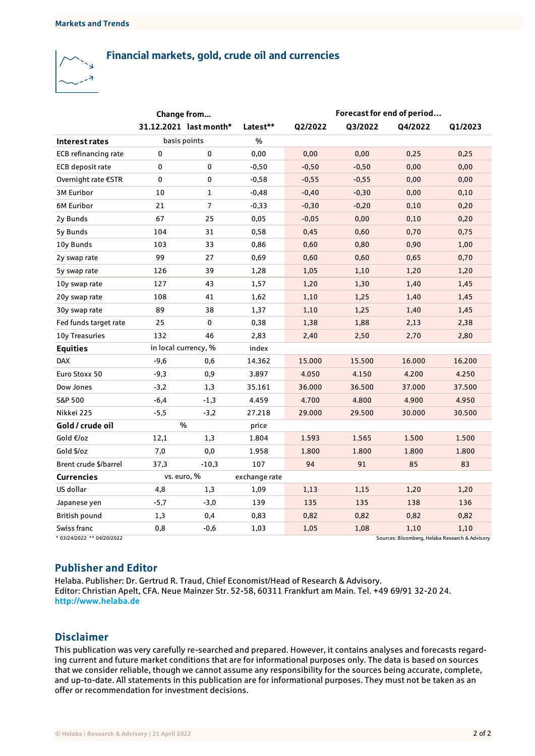## Financial markets, gold, crude oil and currencies

| | Change from... | | | Forecast for end of period... | | | |
|---|---|---|---|---|---|---|---|
| | 31.12.2021 | last month* | Latest** | Q2/2022 | Q3/2022 | Q4/2022 | Q1/2023 |
| **Interest rates** | basis points | | % | | | | |
| ECB refinancing rate | 0 | 0 | 0,00 | 0,00 | 0,00 | 0,25 | 0,25 |
| ECB deposit rate | 0 | 0 | -0,50 | -0,50 | -0,50 | 0,00 | 0,00 |
| Overnight rate €STR | 0 | 0 | -0,58 | -0,55 | -0,55 | 0,00 | 0,00 |
| 3M Euribor | 10 | 1 | -0,48 | -0,40 | -0,30 | 0,00 | 0,10 |
| 6M Euribor | 21 | 7 | -0,33 | -0,30 | -0,20 | 0,10 | 0,20 |
| 2y Bunds | 67 | 25 | 0,05 | -0,05 | 0,00 | 0,10 | 0,20 |
| 5y Bunds | 104 | 31 | 0,58 | 0,45 | 0,60 | 0,70 | 0,75 |
| 10y Bunds | 103 | 33 | 0,86 | 0,60 | 0,80 | 0,90 | 1,00 |
| 2y swap rate | 99 | 27 | 0,69 | 0,60 | 0,60 | 0,65 | 0,70 |
| 5y swap rate | 126 | 39 | 1,28 | 1,05 | 1,10 | 1,20 | 1,20 |
| 10y swap rate | 127 | 43 | 1,57 | 1,20 | 1,30 | 1,40 | 1,45 |
| 20y swap rate | 108 | 41 | 1,62 | 1,10 | 1,25 | 1,40 | 1,45 |
| 30y swap rate | 89 | 38 | 1,37 | 1,10 | 1,25 | 1,40 | 1,45 |
| Fed funds target rate | 25 | 0 | 0,38 | 1,38 | 1,88 | 2,13 | 2,38 |
| 10y Treasuries | 132 | 46 | 2,83 | 2,40 | 2,50 | 2,70 | 2,80 |
| **Equities** | in local currency, % | | index | | | | |
| DAX | -9,6 | 0,6 | 14.362 | 15.000 | 15.500 | 16.000 | 16.200 |
| Euro Stoxx 50 | -9,3 | 0,9 | 3.897 | 4.050 | 4.150 | 4.200 | 4.250 |
| Dow Jones | -3,2 | 1,3 | 35.161 | 36.000 | 36.500 | 37.000 | 37.500 |
| S&P 500 | -6,4 | -1,3 | 4.459 | 4.700 | 4.800 | 4.900 | 4.950 |
| Nikkei 225 | -5,5 | -3,2 | 27.218 | 29.000 | 29.500 | 30.000 | 30.500 |
| **Gold / crude oil** | % | | price | | | | |
| Gold €/oz | 12,1 | 1,3 | 1.804 | 1.593 | 1.565 | 1.500 | 1.500 |
| Gold $/oz | 7,0 | 0,0 | 1.958 | 1.800 | 1.800 | 1.800 | 1.800 |
| Brent crude $/barrel | 37,3 | -10,3 | 107 | 94 | 91 | 85 | 83 |
| **Currencies** | vs. euro, % | | exchange rate | | | | |
| US dollar | 4,8 | 1,3 | 1,09 | 1,13 | 1,15 | 1,20 | 1,20 |
| Japanese yen | -5,7 | -3,0 | 139 | 135 | 135 | 138 | 136 |
| British pound | 1,3 | 0,4 | 0,83 | 0,82 | 0,82 | 0,82 | 0,82 |
| Swiss franc | 0,8 | -0,6 | 1,03 | 1,05 | 1,08 | 1,10 | 1,10 |

\* 03/24/2022 ** 04/20/2022

Sources: Bloomberg, Helaba Research & Advisory

## Publisher and Editor

Helaba. Publisher: Dr. Gertrud R. Traud, Chief Economist/Head of Research & Advisory.
Editor: Christian Apelt, CFA. Neue Mainzer Str. 52-58, 60311 Frankfurt am Main. Tel. +49 69/91 32-20 24.
http://www.helaba.de

## Disclaimer

This publication was very carefully re-searched and prepared. However, it contains analyses and forecasts regarding current and future market conditions that are for informational purposes only. The data is based on sources that we consider reliable, though we cannot assume any responsibility for the sources being accurate, complete, and up-to-date. All statements in this publication are for informational purposes. They must not be taken as an offer or recommendation for investment decisions.